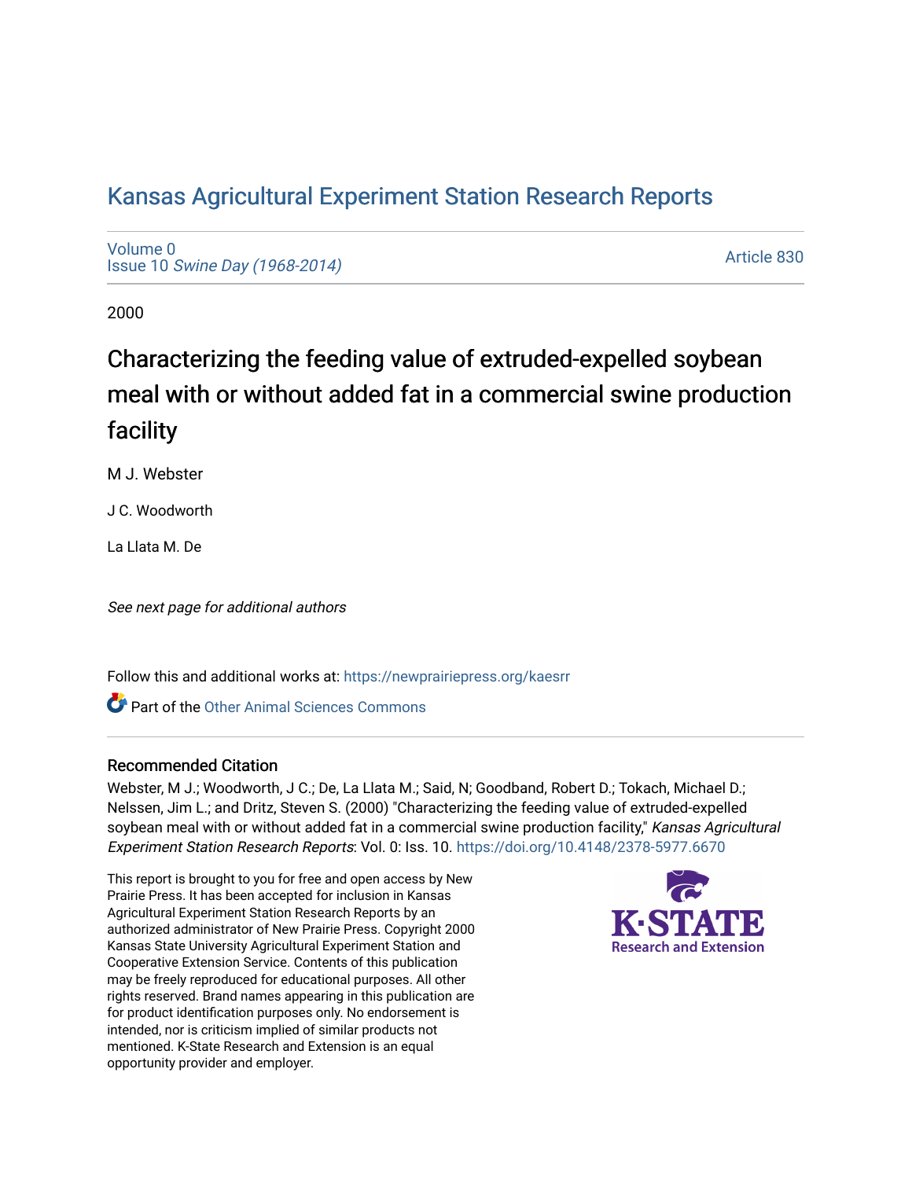# Kansas Agricultural Experiment Station Research Reports

Volume 0
Issue 10 *Swine Day (1968-2014)*

Article 830

2000

## Characterizing the feeding value of extruded-expelled soybean meal with or without added fat in a commercial swine production facility

M J. Webster

J C. Woodworth

La Llata M. De

*See next page for additional authors*

Follow this and additional works at: https://newprairiepress.org/kaesrr

Part of the Other Animal Sciences Commons

### Recommended Citation

Webster, M J.; Woodworth, J C.; De, La Llata M.; Said, N; Goodband, Robert D.; Tokach, Michael D.; Nelssen, Jim L.; and Dritz, Steven S. (2000) "Characterizing the feeding value of extruded-expelled soybean meal with or without added fat in a commercial swine production facility," *Kansas Agricultural Experiment Station Research Reports*: Vol. 0: Iss. 10. https://doi.org/10.4148/2378-5977.6670

This report is brought to you for free and open access by New Prairie Press. It has been accepted for inclusion in Kansas Agricultural Experiment Station Research Reports by an authorized administrator of New Prairie Press. Copyright 2000 Kansas State University Agricultural Experiment Station and Cooperative Extension Service. Contents of this publication may be freely reproduced for educational purposes. All other rights reserved. Brand names appearing in this publication are for product identification purposes only. No endorsement is intended, nor is criticism implied of similar products not mentioned. K-State Research and Extension is an equal opportunity provider and employer.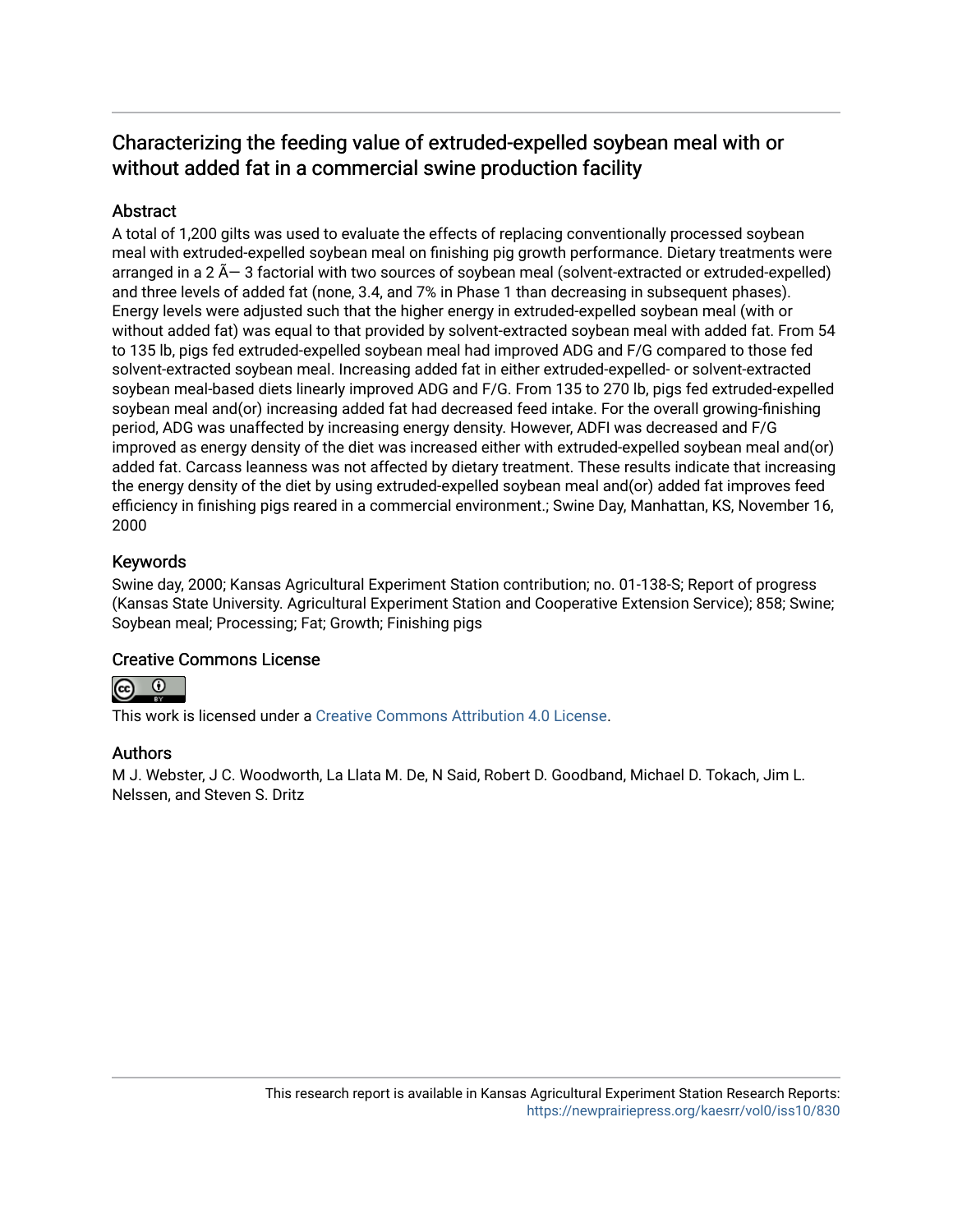# Characterizing the feeding value of extruded-expelled soybean meal with or without added fat in a commercial swine production facility

## Abstract

A total of 1,200 gilts was used to evaluate the effects of replacing conventionally processed soybean meal with extruded-expelled soybean meal on finishing pig growth performance. Dietary treatments were arranged in a 2 Ã— 3 factorial with two sources of soybean meal (solvent-extracted or extruded-expelled) and three levels of added fat (none, 3.4, and 7% in Phase 1 than decreasing in subsequent phases). Energy levels were adjusted such that the higher energy in extruded-expelled soybean meal (with or without added fat) was equal to that provided by solvent-extracted soybean meal with added fat. From 54 to 135 lb, pigs fed extruded-expelled soybean meal had improved ADG and F/G compared to those fed solvent-extracted soybean meal. Increasing added fat in either extruded-expelled- or solvent-extracted soybean meal-based diets linearly improved ADG and F/G. From 135 to 270 lb, pigs fed extruded-expelled soybean meal and(or) increasing added fat had decreased feed intake. For the overall growing-finishing period, ADG was unaffected by increasing energy density. However, ADFI was decreased and F/G improved as energy density of the diet was increased either with extruded-expelled soybean meal and(or) added fat. Carcass leanness was not affected by dietary treatment. These results indicate that increasing the energy density of the diet by using extruded-expelled soybean meal and(or) added fat improves feed efficiency in finishing pigs reared in a commercial environment.; Swine Day, Manhattan, KS, November 16, 2000

## Keywords

Swine day, 2000; Kansas Agricultural Experiment Station contribution; no. 01-138-S; Report of progress (Kansas State University. Agricultural Experiment Station and Cooperative Extension Service); 858; Swine; Soybean meal; Processing; Fat; Growth; Finishing pigs

## Creative Commons License

This work is licensed under a Creative Commons Attribution 4.0 License.

## Authors

M J. Webster, J C. Woodworth, La Llata M. De, N Said, Robert D. Goodband, Michael D. Tokach, Jim L. Nelssen, and Steven S. Dritz

This research report is available in Kansas Agricultural Experiment Station Research Reports: https://newprairiepress.org/kaesrr/vol0/iss10/830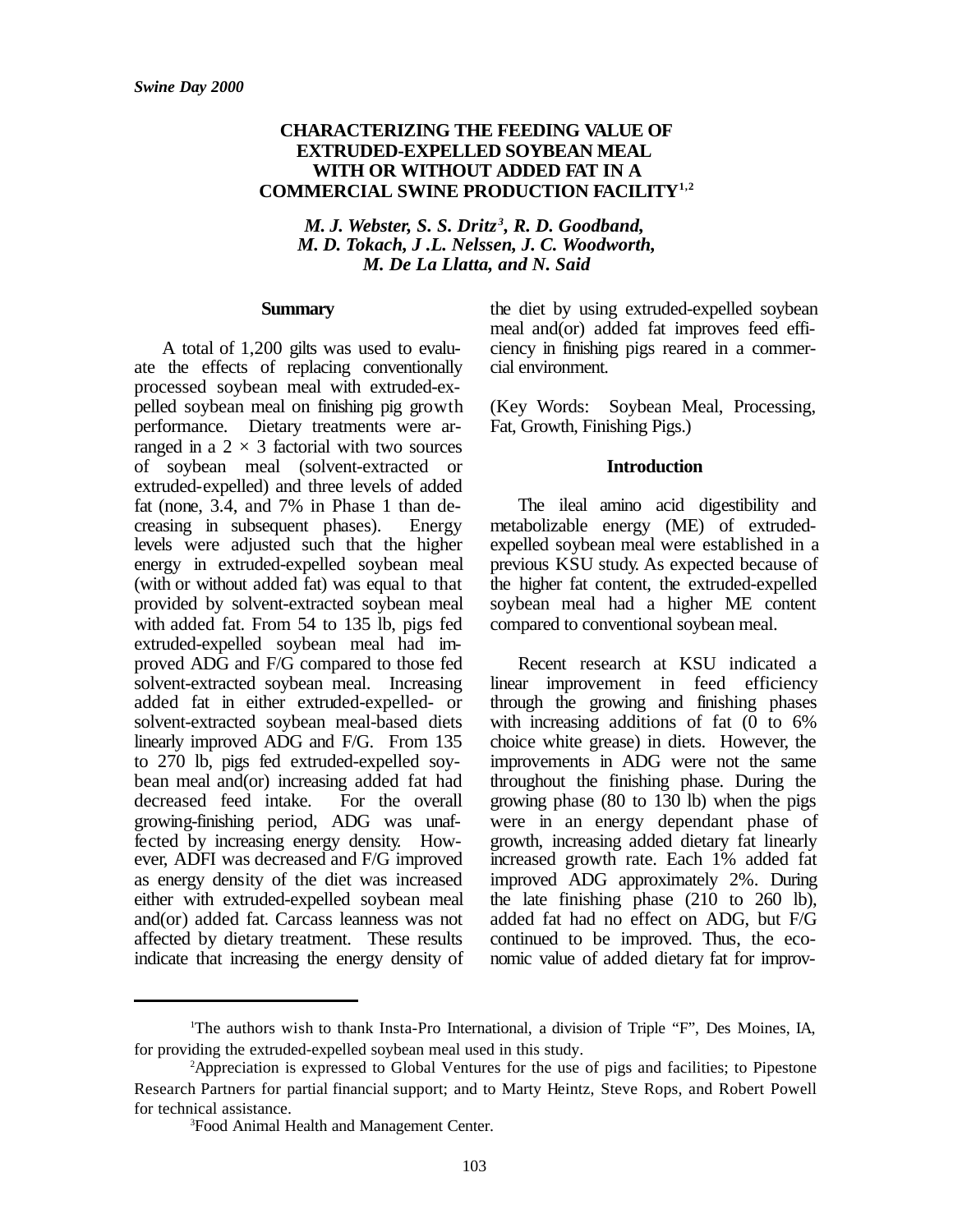# CHARACTERIZING THE FEEDING VALUE OF EXTRUDED-EXPELLED SOYBEAN MEAL WITH OR WITHOUT ADDED FAT IN A COMMERCIAL SWINE PRODUCTION FACILITY[1,2]

*M. J. Webster, S. S. Dritz[3], R. D. Goodband, M. D. Tokach, J .L. Nelssen, J. C. Woodworth, M. De La Llatta, and N. Said*

## Summary

A total of 1,200 gilts was used to evaluate the effects of replacing conventionally processed soybean meal with extruded-expelled soybean meal on finishing pig growth performance. Dietary treatments were arranged in a 2 × 3 factorial with two sources of soybean meal (solvent-extracted or extruded-expelled) and three levels of added fat (none, 3.4, and 7% in Phase 1 than decreasing in subsequent phases). Energy levels were adjusted such that the higher energy in extruded-expelled soybean meal (with or without added fat) was equal to that provided by solvent-extracted soybean meal with added fat. From 54 to 135 lb, pigs fed extruded-expelled soybean meal had improved ADG and F/G compared to those fed solvent-extracted soybean meal. Increasing added fat in either extruded-expelled- or solvent-extracted soybean meal-based diets linearly improved ADG and F/G. From 135 to 270 lb, pigs fed extruded-expelled soybean meal and(or) increasing added fat had decreased feed intake. For the overall growing-finishing period, ADG was unaffected by increasing energy density. However, ADFI was decreased and F/G improved as energy density of the diet was increased either with extruded-expelled soybean meal and(or) added fat. Carcass leanness was not affected by dietary treatment. These results indicate that increasing the energy density of the diet by using extruded-expelled soybean meal and(or) added fat improves feed efficiency in finishing pigs reared in a commercial environment.

(Key Words: Soybean Meal, Processing, Fat, Growth, Finishing Pigs.)

## Introduction

The ileal amino acid digestibility and metabolizable energy (ME) of extruded-expelled soybean meal were established in a previous KSU study. As expected because of the higher fat content, the extruded-expelled soybean meal had a higher ME content compared to conventional soybean meal.

Recent research at KSU indicated a linear improvement in feed efficiency through the growing and finishing phases with increasing additions of fat (0 to 6% choice white grease) in diets. However, the improvements in ADG were not the same throughout the finishing phase. During the growing phase (80 to 130 lb) when the pigs were in an energy dependant phase of growth, increasing added dietary fat linearly increased growth rate. Each 1% added fat improved ADG approximately 2%. During the late finishing phase (210 to 260 lb), added fat had no effect on ADG, but F/G continued to be improved. Thus, the economic value of added dietary fat for improv-

---

[1]The authors wish to thank Insta-Pro International, a division of Triple "F", Des Moines, IA, for providing the extruded-expelled soybean meal used in this study.

[2]Appreciation is expressed to Global Ventures for the use of pigs and facilities; to Pipestone Research Partners for partial financial support; and to Marty Heintz, Steve Rops, and Robert Powell for technical assistance.

[3]Food Animal Health and Management Center.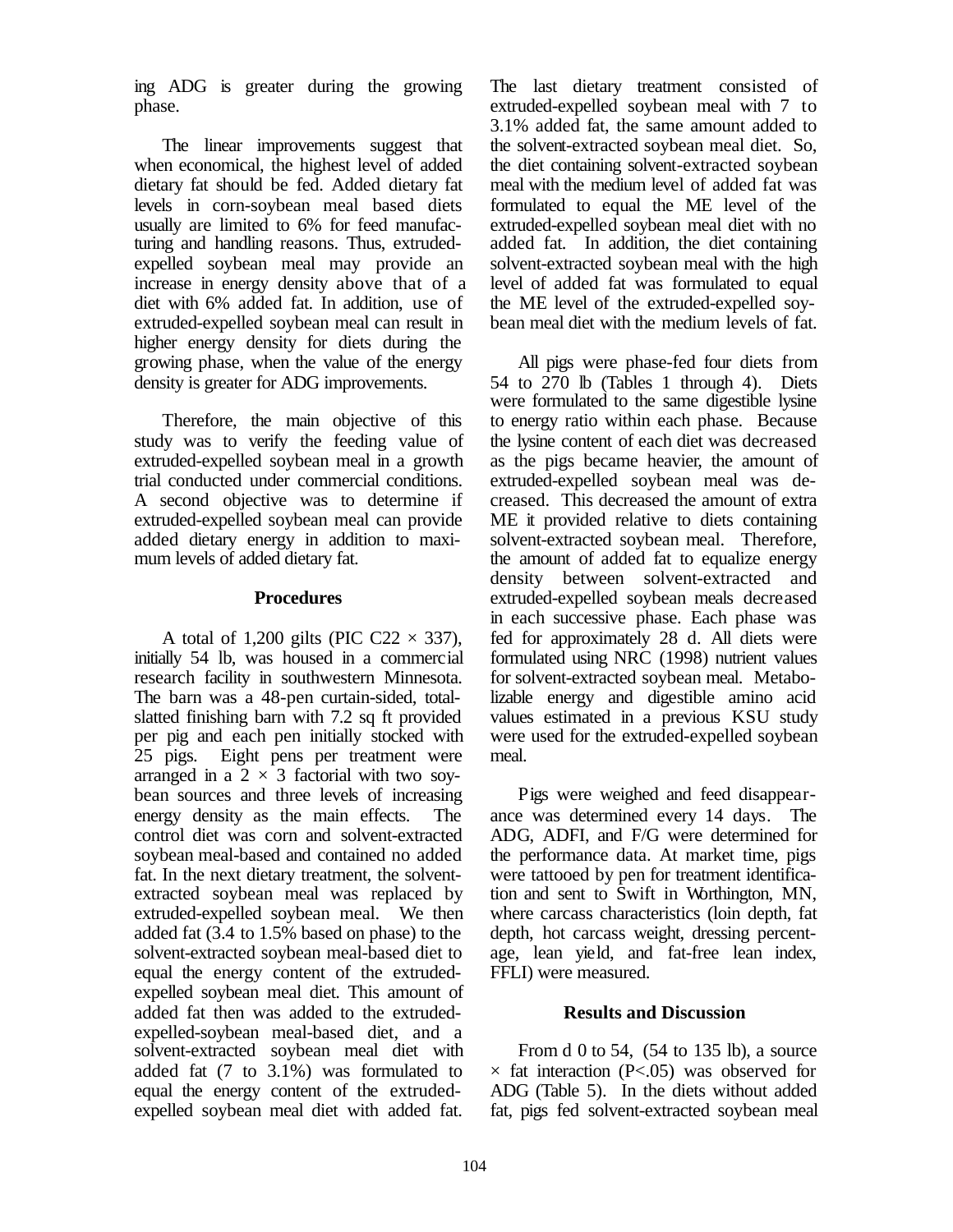ing ADG is greater during the growing phase.

The linear improvements suggest that when economical, the highest level of added dietary fat should be fed. Added dietary fat levels in corn-soybean meal based diets usually are limited to 6% for feed manufacturing and handling reasons. Thus, extruded-expelled soybean meal may provide an increase in energy density above that of a diet with 6% added fat. In addition, use of extruded-expelled soybean meal can result in higher energy density for diets during the growing phase, when the value of the energy density is greater for ADG improvements.

Therefore, the main objective of this study was to verify the feeding value of extruded-expelled soybean meal in a growth trial conducted under commercial conditions. A second objective was to determine if extruded-expelled soybean meal can provide added dietary energy in addition to maximum levels of added dietary fat.

## Procedures

A total of 1,200 gilts (PIC C22 × 337), initially 54 lb, was housed in a commercial research facility in southwestern Minnesota. The barn was a 48-pen curtain-sided, total-slatted finishing barn with 7.2 sq ft provided per pig and each pen initially stocked with 25 pigs. Eight pens per treatment were arranged in a 2 × 3 factorial with two soybean sources and three levels of increasing energy density as the main effects. The control diet was corn and solvent-extracted soybean meal-based and contained no added fat. In the next dietary treatment, the solvent-extracted soybean meal was replaced by extruded-expelled soybean meal. We then added fat (3.4 to 1.5% based on phase) to the solvent-extracted soybean meal-based diet to equal the energy content of the extruded-expelled soybean meal diet. This amount of added fat then was added to the extruded-expelled-soybean meal-based diet, and a solvent-extracted soybean meal diet with added fat (7 to 3.1%) was formulated to equal the energy content of the extruded-expelled soybean meal diet with added fat. The last dietary treatment consisted of extruded-expelled soybean meal with 7 to 3.1% added fat, the same amount added to the solvent-extracted soybean meal diet. So, the diet containing solvent-extracted soybean meal with the medium level of added fat was formulated to equal the ME level of the extruded-expelled soybean meal diet with no added fat. In addition, the diet containing solvent-extracted soybean meal with the high level of added fat was formulated to equal the ME level of the extruded-expelled soybean meal diet with the medium levels of fat.

All pigs were phase-fed four diets from 54 to 270 lb (Tables 1 through 4). Diets were formulated to the same digestible lysine to energy ratio within each phase. Because the lysine content of each diet was decreased as the pigs became heavier, the amount of extruded-expelled soybean meal was decreased. This decreased the amount of extra ME it provided relative to diets containing solvent-extracted soybean meal. Therefore, the amount of added fat to equalize energy density between solvent-extracted and extruded-expelled soybean meals decreased in each successive phase. Each phase was fed for approximately 28 d. All diets were formulated using NRC (1998) nutrient values for solvent-extracted soybean meal. Metabolizable energy and digestible amino acid values estimated in a previous KSU study were used for the extruded-expelled soybean meal.

Pigs were weighed and feed disappearance was determined every 14 days. The ADG, ADFI, and F/G were determined for the performance data. At market time, pigs were tattooed by pen for treatment identification and sent to Swift in Worthington, MN, where carcass characteristics (loin depth, fat depth, hot carcass weight, dressing percentage, lean yield, and fat-free lean index, FFLI) were measured.

## Results and Discussion

From d 0 to 54, (54 to 135 lb), a source × fat interaction ($P<.05$) was observed for ADG (Table 5). In the diets without added fat, pigs fed solvent-extracted soybean meal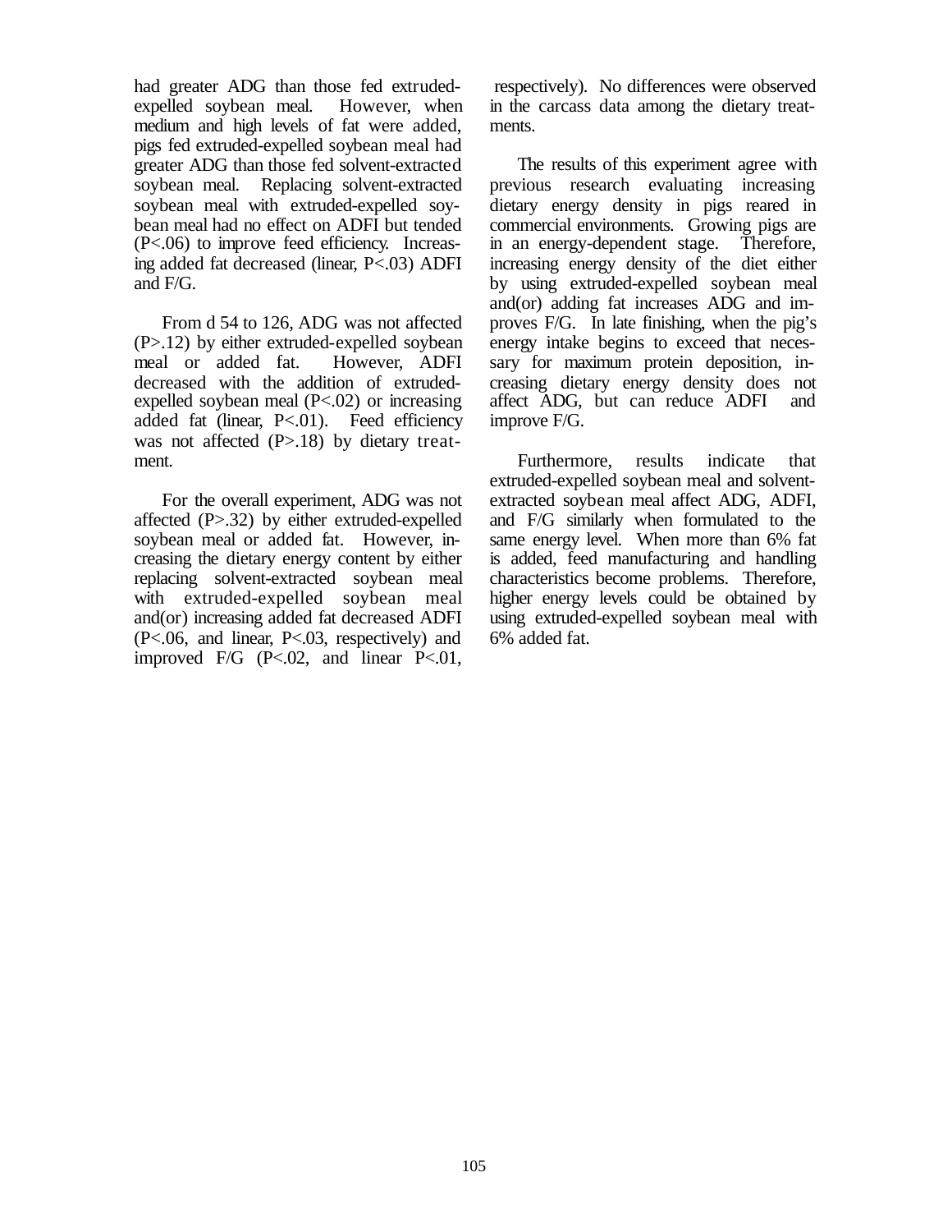had greater ADG than those fed extruded-expelled soybean meal. However, when medium and high levels of fat were added, pigs fed extruded-expelled soybean meal had greater ADG than those fed solvent-extracted soybean meal. Replacing solvent-extracted soybean meal with extruded-expelled soybean meal had no effect on ADFI but tended ($P<.06$) to improve feed efficiency. Increasing added fat decreased (linear, $P<.03$) ADFI and F/G.

From d 54 to 126, ADG was not affected ($P>.12$) by either extruded-expelled soybean meal or added fat. However, ADFI decreased with the addition of extruded-expelled soybean meal ($P<.02$) or increasing added fat (linear, $P<.01$). Feed efficiency was not affected ($P>.18$) by dietary treatment.

For the overall experiment, ADG was not affected ($P>.32$) by either extruded-expelled soybean meal or added fat. However, increasing the dietary energy content by either replacing solvent-extracted soybean meal with extruded-expelled soybean meal and(or) increasing added fat decreased ADFI ($P<.06$, and linear, $P<.03$, respectively) and improved F/G ($P<.02$, and linear $P<.01$, respectively). No differences were observed in the carcass data among the dietary treatments.

The results of this experiment agree with previous research evaluating increasing dietary energy density in pigs reared in commercial environments. Growing pigs are in an energy-dependent stage. Therefore, increasing energy density of the diet either by using extruded-expelled soybean meal and(or) adding fat increases ADG and improves F/G. In late finishing, when the pig's energy intake begins to exceed that necessary for maximum protein deposition, increasing dietary energy density does not affect ADG, but can reduce ADFI and improve F/G.

Furthermore, results indicate that extruded-expelled soybean meal and solvent-extracted soybean meal affect ADG, ADFI, and F/G similarly when formulated to the same energy level. When more than 6% fat is added, feed manufacturing and handling characteristics become problems. Therefore, higher energy levels could be obtained by using extruded-expelled soybean meal with 6% added fat.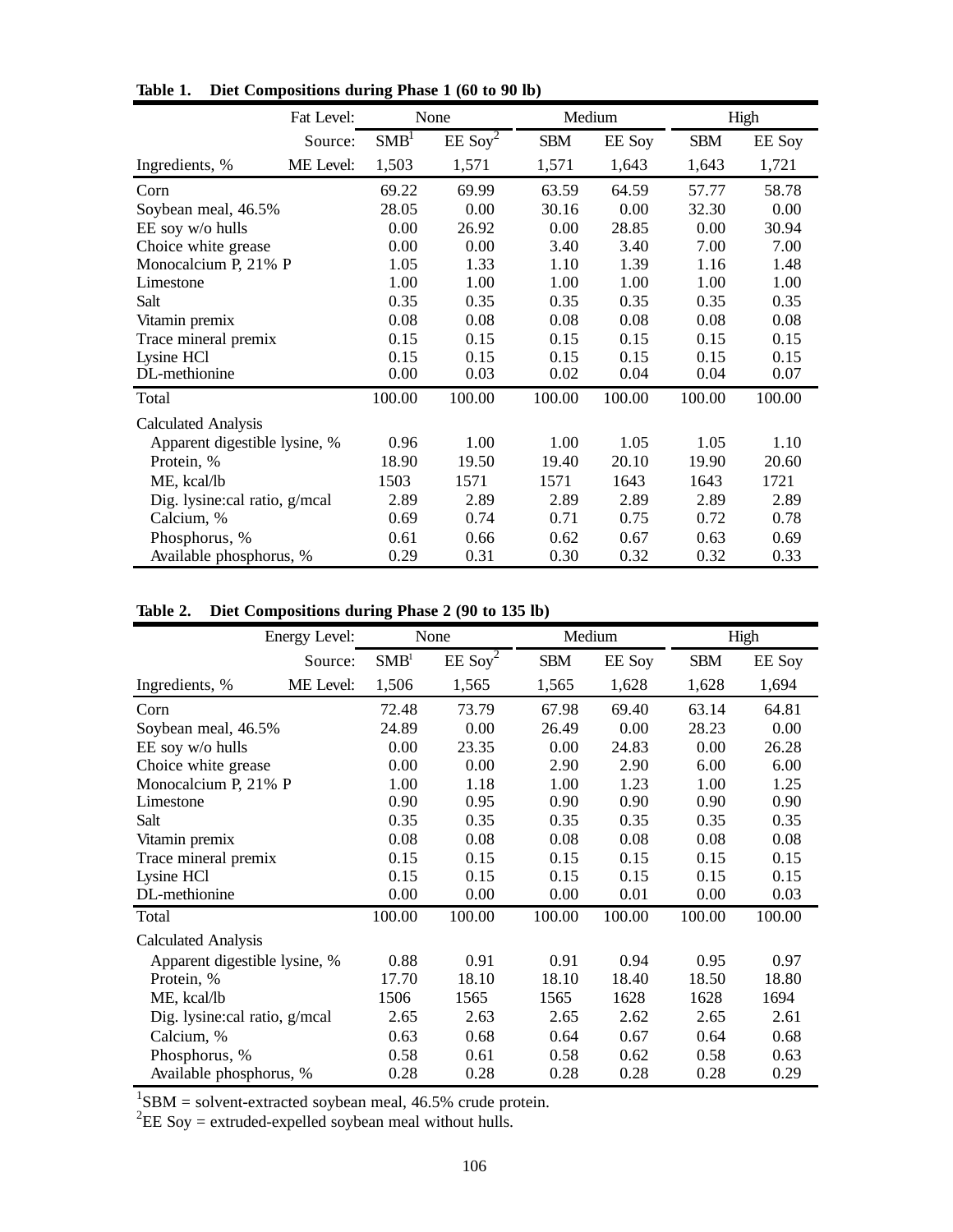**Table 1. Diet Compositions during Phase 1 (60 to 90 lb)**

| Fat Level: | None | | Medium | | High | |
|---|---|---|---|---|---|---|
| Source: | SMB[1] | EE Soy[2] | SBM | EE Soy | SBM | EE Soy |
| Ingredients, % ME Level: | 1,503 | 1,571 | 1,571 | 1,643 | 1,643 | 1,721 |
| Corn | 69.22 | 69.99 | 63.59 | 64.59 | 57.77 | 58.78 |
| Soybean meal, 46.5% | 28.05 | 0.00 | 30.16 | 0.00 | 32.30 | 0.00 |
| EE soy w/o hulls | 0.00 | 26.92 | 0.00 | 28.85 | 0.00 | 30.94 |
| Choice white grease | 0.00 | 0.00 | 3.40 | 3.40 | 7.00 | 7.00 |
| Monocalcium P, 21% P | 1.05 | 1.33 | 1.10 | 1.39 | 1.16 | 1.48 |
| Limestone | 1.00 | 1.00 | 1.00 | 1.00 | 1.00 | 1.00 |
| Salt | 0.35 | 0.35 | 0.35 | 0.35 | 0.35 | 0.35 |
| Vitamin premix | 0.08 | 0.08 | 0.08 | 0.08 | 0.08 | 0.08 |
| Trace mineral premix | 0.15 | 0.15 | 0.15 | 0.15 | 0.15 | 0.15 |
| Lysine HCl | 0.15 | 0.15 | 0.15 | 0.15 | 0.15 | 0.15 |
| DL-methionine | 0.00 | 0.03 | 0.02 | 0.04 | 0.04 | 0.07 |
| Total | 100.00 | 100.00 | 100.00 | 100.00 | 100.00 | 100.00 |
| Calculated Analysis | | | | | | |
| Apparent digestible lysine, % | 0.96 | 1.00 | 1.00 | 1.05 | 1.05 | 1.10 |
| Protein, % | 18.90 | 19.50 | 19.40 | 20.10 | 19.90 | 20.60 |
| ME, kcal/lb | 1503 | 1571 | 1571 | 1643 | 1643 | 1721 |
| Dig. lysine:cal ratio, g/mcal | 2.89 | 2.89 | 2.89 | 2.89 | 2.89 | 2.89 |
| Calcium, % | 0.69 | 0.74 | 0.71 | 0.75 | 0.72 | 0.78 |
| Phosphorus, % | 0.61 | 0.66 | 0.62 | 0.67 | 0.63 | 0.69 |
| Available phosphorus, % | 0.29 | 0.31 | 0.30 | 0.32 | 0.32 | 0.33 |

**Table 2. Diet Compositions during Phase 2 (90 to 135 lb)**

| Energy Level: | None | | Medium | | High | |
|---|---|---|---|---|---|---|
| Source: | SMB[1] | EE Soy[2] | SBM | EE Soy | SBM | EE Soy |
| Ingredients, % ME Level: | 1,506 | 1,565 | 1,565 | 1,628 | 1,628 | 1,694 |
| Corn | 72.48 | 73.79 | 67.98 | 69.40 | 63.14 | 64.81 |
| Soybean meal, 46.5% | 24.89 | 0.00 | 26.49 | 0.00 | 28.23 | 0.00 |
| EE soy w/o hulls | 0.00 | 23.35 | 0.00 | 24.83 | 0.00 | 26.28 |
| Choice white grease | 0.00 | 0.00 | 2.90 | 2.90 | 6.00 | 6.00 |
| Monocalcium P, 21% P | 1.00 | 1.18 | 1.00 | 1.23 | 1.00 | 1.25 |
| Limestone | 0.90 | 0.95 | 0.90 | 0.90 | 0.90 | 0.90 |
| Salt | 0.35 | 0.35 | 0.35 | 0.35 | 0.35 | 0.35 |
| Vitamin premix | 0.08 | 0.08 | 0.08 | 0.08 | 0.08 | 0.08 |
| Trace mineral premix | 0.15 | 0.15 | 0.15 | 0.15 | 0.15 | 0.15 |
| Lysine HCl | 0.15 | 0.15 | 0.15 | 0.15 | 0.15 | 0.15 |
| DL-methionine | 0.00 | 0.00 | 0.00 | 0.01 | 0.00 | 0.03 |
| Total | 100.00 | 100.00 | 100.00 | 100.00 | 100.00 | 100.00 |
| Calculated Analysis | | | | | | |
| Apparent digestible lysine, % | 0.88 | 0.91 | 0.91 | 0.94 | 0.95 | 0.97 |
| Protein, % | 17.70 | 18.10 | 18.10 | 18.40 | 18.50 | 18.80 |
| ME, kcal/lb | 1506 | 1565 | 1565 | 1628 | 1628 | 1694 |
| Dig. lysine:cal ratio, g/mcal | 2.65 | 2.63 | 2.65 | 2.62 | 2.65 | 2.61 |
| Calcium, % | 0.63 | 0.68 | 0.64 | 0.67 | 0.64 | 0.68 |
| Phosphorus, % | 0.58 | 0.61 | 0.58 | 0.62 | 0.58 | 0.63 |
| Available phosphorus, % | 0.28 | 0.28 | 0.28 | 0.28 | 0.28 | 0.29 |

[1]SBM = solvent-extracted soybean meal, 46.5% crude protein.
[2]EE Soy = extruded-expelled soybean meal without hulls.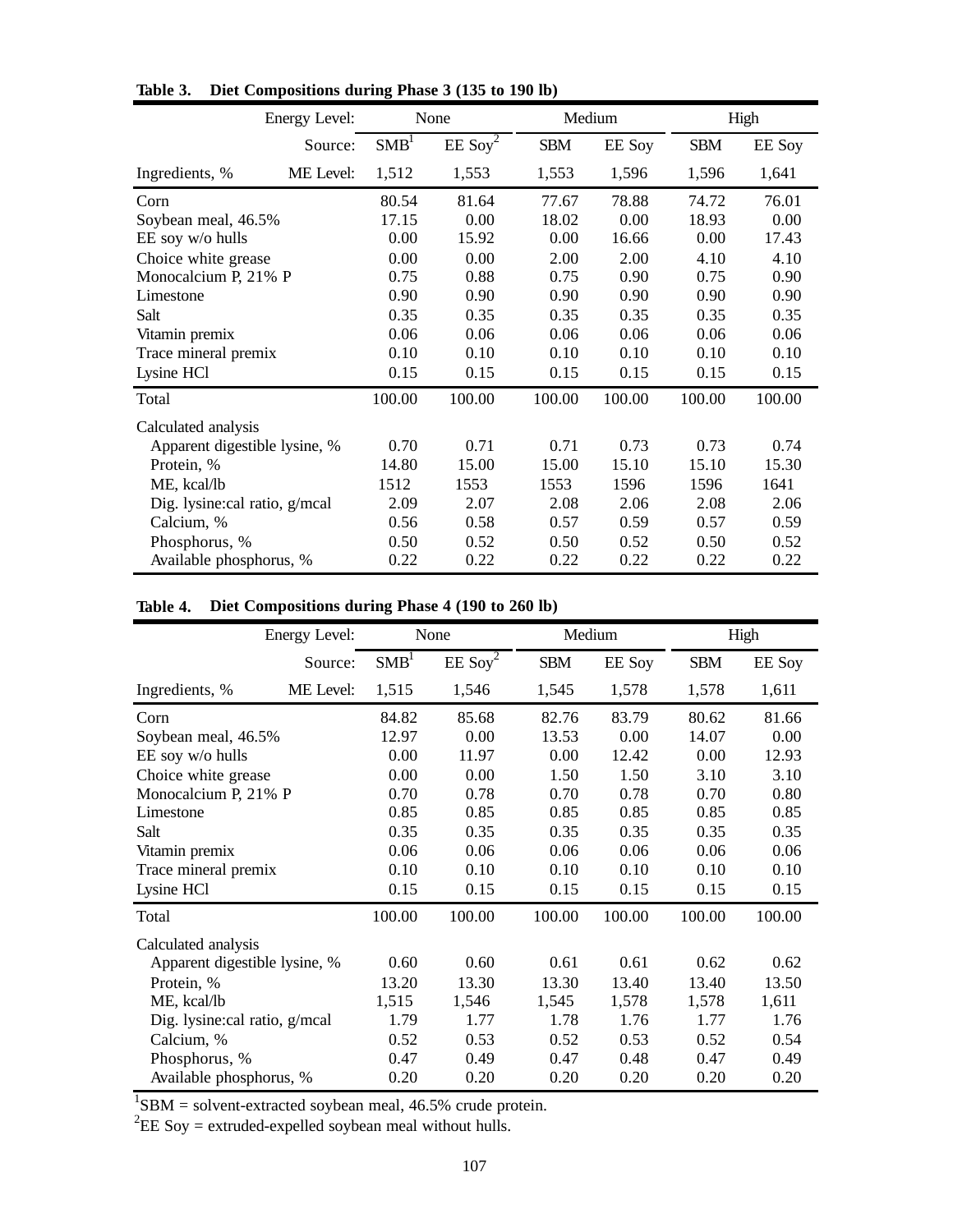**Table 3. Diet Compositions during Phase 3 (135 to 190 lb)**

| Energy Level: | None | | Medium | | High | |
|---|---|---|---|---|---|---|
| Source: | SMB[1] | EE Soy[2] | SBM | EE Soy | SBM | EE Soy |
| Ingredients, % ME Level: | 1,512 | 1,553 | 1,553 | 1,596 | 1,596 | 1,641 |
| Corn | 80.54 | 81.64 | 77.67 | 78.88 | 74.72 | 76.01 |
| Soybean meal, 46.5% | 17.15 | 0.00 | 18.02 | 0.00 | 18.93 | 0.00 |
| EE soy w/o hulls | 0.00 | 15.92 | 0.00 | 16.66 | 0.00 | 17.43 |
| Choice white grease | 0.00 | 0.00 | 2.00 | 2.00 | 4.10 | 4.10 |
| Monocalcium P, 21% P | 0.75 | 0.88 | 0.75 | 0.90 | 0.75 | 0.90 |
| Limestone | 0.90 | 0.90 | 0.90 | 0.90 | 0.90 | 0.90 |
| Salt | 0.35 | 0.35 | 0.35 | 0.35 | 0.35 | 0.35 |
| Vitamin premix | 0.06 | 0.06 | 0.06 | 0.06 | 0.06 | 0.06 |
| Trace mineral premix | 0.10 | 0.10 | 0.10 | 0.10 | 0.10 | 0.10 |
| Lysine HCl | 0.15 | 0.15 | 0.15 | 0.15 | 0.15 | 0.15 |
| Total | 100.00 | 100.00 | 100.00 | 100.00 | 100.00 | 100.00 |
| Calculated analysis | | | | | | |
| Apparent digestible lysine, % | 0.70 | 0.71 | 0.71 | 0.73 | 0.73 | 0.74 |
| Protein, % | 14.80 | 15.00 | 15.00 | 15.10 | 15.10 | 15.30 |
| ME, kcal/lb | 1512 | 1553 | 1553 | 1596 | 1596 | 1641 |
| Dig. lysine:cal ratio, g/mcal | 2.09 | 2.07 | 2.08 | 2.06 | 2.08 | 2.06 |
| Calcium, % | 0.56 | 0.58 | 0.57 | 0.59 | 0.57 | 0.59 |
| Phosphorus, % | 0.50 | 0.52 | 0.50 | 0.52 | 0.50 | 0.52 |
| Available phosphorus, % | 0.22 | 0.22 | 0.22 | 0.22 | 0.22 | 0.22 |

**Table 4. Diet Compositions during Phase 4 (190 to 260 lb)**

| Energy Level: | None | | Medium | | High | |
|---|---|---|---|---|---|---|
| Source: | SMB[1] | EE Soy[2] | SBM | EE Soy | SBM | EE Soy |
| Ingredients, % ME Level: | 1,515 | 1,546 | 1,545 | 1,578 | 1,578 | 1,611 |
| Corn | 84.82 | 85.68 | 82.76 | 83.79 | 80.62 | 81.66 |
| Soybean meal, 46.5% | 12.97 | 0.00 | 13.53 | 0.00 | 14.07 | 0.00 |
| EE soy w/o hulls | 0.00 | 11.97 | 0.00 | 12.42 | 0.00 | 12.93 |
| Choice white grease | 0.00 | 0.00 | 1.50 | 1.50 | 3.10 | 3.10 |
| Monocalcium P, 21% P | 0.70 | 0.78 | 0.70 | 0.78 | 0.70 | 0.80 |
| Limestone | 0.85 | 0.85 | 0.85 | 0.85 | 0.85 | 0.85 |
| Salt | 0.35 | 0.35 | 0.35 | 0.35 | 0.35 | 0.35 |
| Vitamin premix | 0.06 | 0.06 | 0.06 | 0.06 | 0.06 | 0.06 |
| Trace mineral premix | 0.10 | 0.10 | 0.10 | 0.10 | 0.10 | 0.10 |
| Lysine HCl | 0.15 | 0.15 | 0.15 | 0.15 | 0.15 | 0.15 |
| Total | 100.00 | 100.00 | 100.00 | 100.00 | 100.00 | 100.00 |
| Calculated analysis | | | | | | |
| Apparent digestible lysine, % | 0.60 | 0.60 | 0.61 | 0.61 | 0.62 | 0.62 |
| Protein, % | 13.20 | 13.30 | 13.30 | 13.40 | 13.40 | 13.50 |
| ME, kcal/lb | 1,515 | 1,546 | 1,545 | 1,578 | 1,578 | 1,611 |
| Dig. lysine:cal ratio, g/mcal | 1.79 | 1.77 | 1.78 | 1.76 | 1.77 | 1.76 |
| Calcium, % | 0.52 | 0.53 | 0.52 | 0.53 | 0.52 | 0.54 |
| Phosphorus, % | 0.47 | 0.49 | 0.47 | 0.48 | 0.47 | 0.49 |
| Available phosphorus, % | 0.20 | 0.20 | 0.20 | 0.20 | 0.20 | 0.20 |

[1]SBM = solvent-extracted soybean meal, 46.5% crude protein.

[2]EE Soy = extruded-expelled soybean meal without hulls.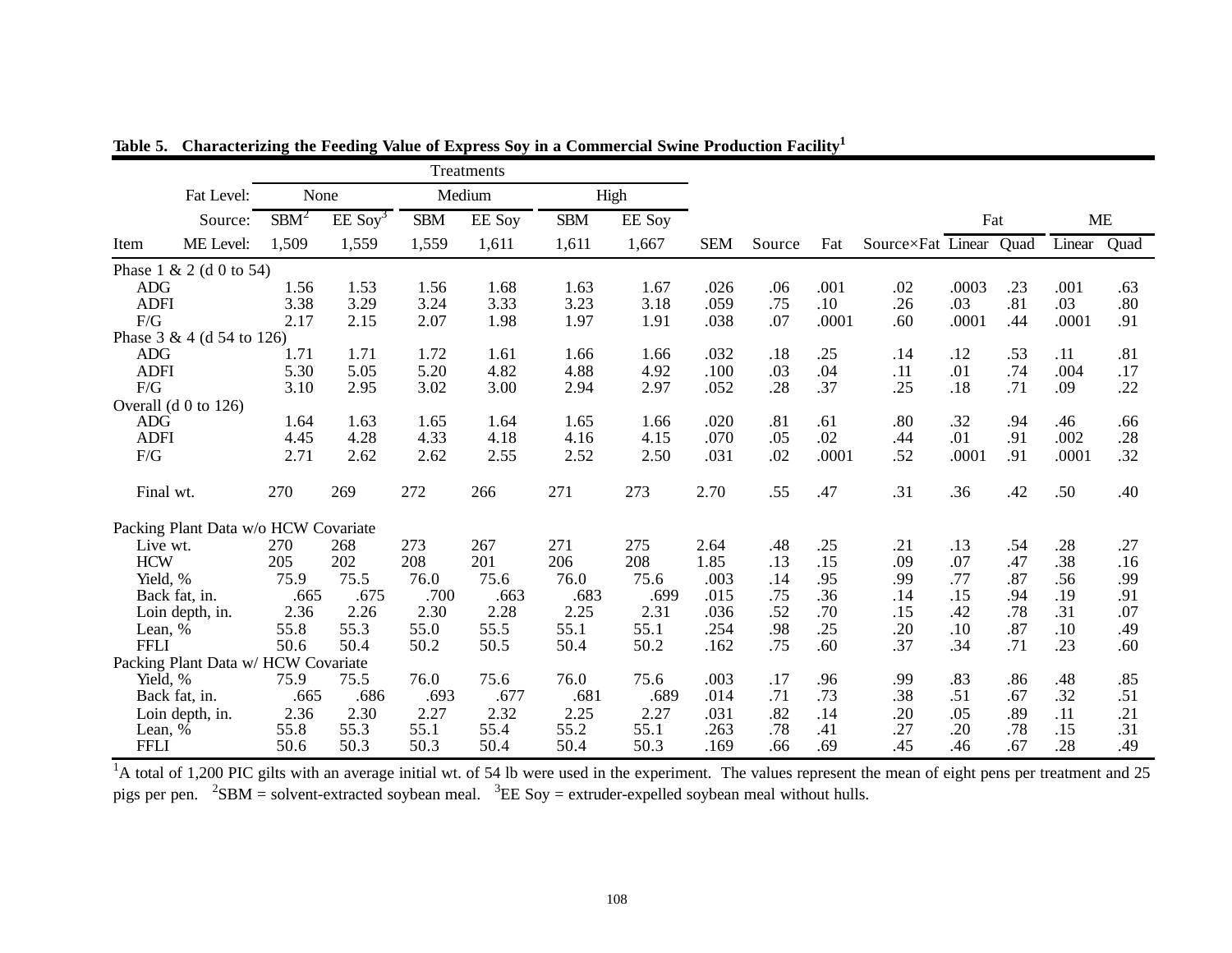**Table 5. Characterizing the Feeding Value of Express Soy in a Commercial Swine Production Facility[1]**

| | | Treatments | | | | | | | | | | | | | | |
|---|---|---|---|---|---|---|---|---|---|---|---|---|---|---|---|---|
| | Fat Level: | None | | Medium | | High | | | | | | | | | | |
| | Source: | SBM[2] | EE Soy[3] | SBM | EE Soy | SBM | EE Soy | | | | | Fat | | ME | | |
| Item | ME Level: | 1,509 | 1,559 | 1,559 | 1,611 | 1,611 | 1,667 | SEM | Source | Fat | Source×Fat | Linear | Quad | Linear | Quad | |
| Phase 1 & 2 (d 0 to 54) | | | | | | | | | | | | | | | | |
| ADG | | 1.56 | 1.53 | 1.56 | 1.68 | 1.63 | 1.67 | .026 | .06 | .001 | .02 | .0003 | .23 | .001 | .63 | |
| ADFI | | 3.38 | 3.29 | 3.24 | 3.33 | 3.23 | 3.18 | .059 | .75 | .10 | .26 | .03 | .81 | .03 | .80 | |
| F/G | | 2.17 | 2.15 | 2.07 | 1.98 | 1.97 | 1.91 | .038 | .07 | .0001 | .60 | .0001 | .44 | .0001 | .91 | |
| Phase 3 & 4 (d 54 to 126) | | | | | | | | | | | | | | | | |
| ADG | | 1.71 | 1.71 | 1.72 | 1.61 | 1.66 | 1.66 | .032 | .18 | .25 | .14 | .12 | .53 | .11 | .81 | |
| ADFI | | 5.30 | 5.05 | 5.20 | 4.82 | 4.88 | 4.92 | .100 | .03 | .04 | .11 | .01 | .74 | .004 | .17 | |
| F/G | | 3.10 | 2.95 | 3.02 | 3.00 | 2.94 | 2.97 | .052 | .28 | .37 | .25 | .18 | .71 | .09 | .22 | |
| Overall (d 0 to 126) | | | | | | | | | | | | | | | | |
| ADG | | 1.64 | 1.63 | 1.65 | 1.64 | 1.65 | 1.66 | .020 | .81 | .61 | .80 | .32 | .94 | .46 | .66 | |
| ADFI | | 4.45 | 4.28 | 4.33 | 4.18 | 4.16 | 4.15 | .070 | .05 | .02 | .44 | .01 | .91 | .002 | .28 | |
| F/G | | 2.71 | 2.62 | 2.62 | 2.55 | 2.52 | 2.50 | .031 | .02 | .0001 | .52 | .0001 | .91 | .0001 | .32 | |
| Final wt. | | 270 | 269 | 272 | 266 | 271 | 273 | 2.70 | .55 | .47 | .31 | .36 | .42 | .50 | .40 | |
| Packing Plant Data w/o HCW Covariate | | | | | | | | | | | | | | | | |
| Live wt. | | 270 | 268 | 273 | 267 | 271 | 275 | 2.64 | .48 | .25 | .21 | .13 | .54 | .28 | .27 | |
| HCW | | 205 | 202 | 208 | 201 | 206 | 208 | 1.85 | .13 | .15 | .09 | .07 | .47 | .38 | .16 | |
| Yield, % | | 75.9 | 75.5 | 76.0 | 75.6 | 76.0 | 75.6 | .003 | .14 | .95 | .99 | .77 | .87 | .56 | .99 | |
| Back fat, in. | | .665 | .675 | .700 | .663 | .683 | .699 | .015 | .75 | .36 | .14 | .15 | .94 | .19 | .91 | |
| Loin depth, in. | | 2.36 | 2.26 | 2.30 | 2.28 | 2.25 | 2.31 | .036 | .52 | .70 | .15 | .42 | .78 | .31 | .07 | |
| Lean, % | | 55.8 | 55.3 | 55.0 | 55.5 | 55.1 | 55.1 | .254 | .98 | .25 | .20 | .10 | .87 | .10 | .49 | |
| FFLI | | 50.6 | 50.4 | 50.2 | 50.5 | 50.4 | 50.2 | .162 | .75 | .60 | .37 | .34 | .71 | .23 | .60 | |
| Packing Plant Data w/ HCW Covariate | | | | | | | | | | | | | | | | |
| Yield, % | | 75.9 | 75.5 | 76.0 | 75.6 | 76.0 | 75.6 | .003 | .17 | .96 | .99 | .83 | .86 | .48 | .85 | |
| Back fat, in. | | .665 | .686 | .693 | .677 | .681 | .689 | .014 | .71 | .73 | .38 | .51 | .67 | .32 | .51 | |
| Loin depth, in. | | 2.36 | 2.30 | 2.27 | 2.32 | 2.25 | 2.27 | .031 | .82 | .14 | .20 | .05 | .89 | .11 | .21 | |
| Lean, % | | 55.8 | 55.3 | 55.1 | 55.4 | 55.2 | 55.1 | .263 | .78 | .41 | .27 | .20 | .78 | .15 | .31 | |
| FFLI | | 50.6 | 50.3 | 50.3 | 50.4 | 50.4 | 50.3 | .169 | .66 | .69 | .45 | .46 | .67 | .28 | .49 | |

[1]A total of 1,200 PIC gilts with an average initial wt. of 54 lb were used in the experiment. The values represent the mean of eight pens per treatment and 25 pigs per pen. [2]SBM = solvent-extracted soybean meal. [3]EE Soy = extruder-expelled soybean meal without hulls.